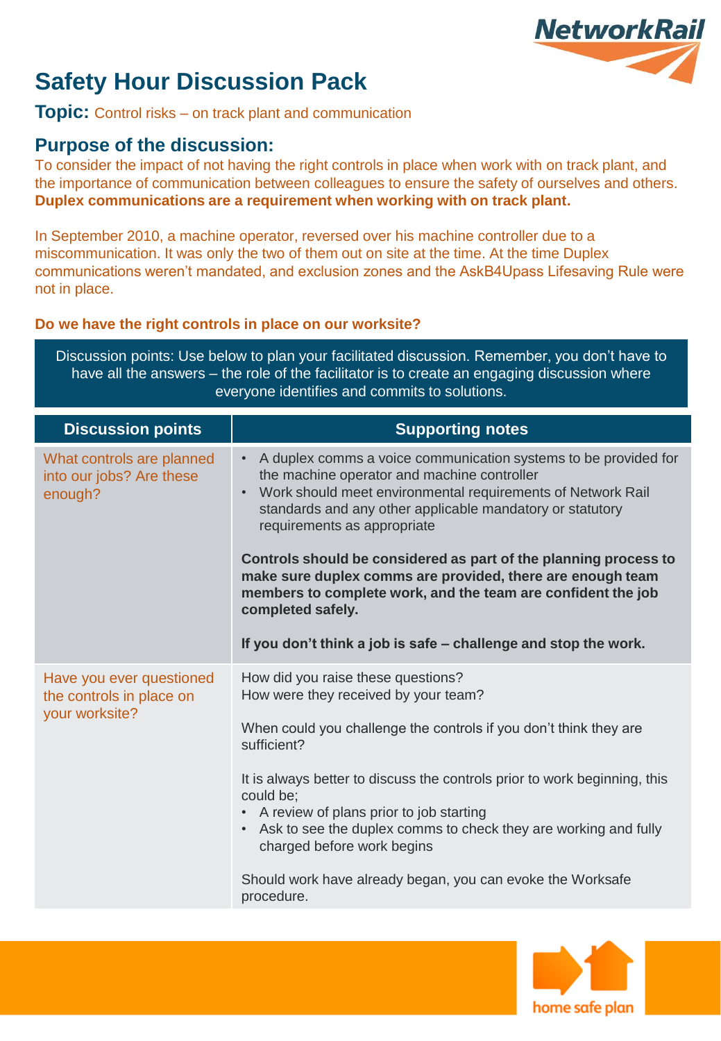# Safety Hour Discussion Pack

**Topic:** Control risks – on track plant and communication

## Purpose of the discussion:

To consider the impact of not having the right controls in place when work with on track plant, and the importance of communication between colleagues to ensure the safety of ourselves and others. **Duplex communications are a requirement when working with on track plant.**

In September 2010, a machine operator, reversed over his machine controller due to a miscommunication. It was only the two of them out on site at the time. At the time Duplex communications weren't mandated, and exclusion zones and the AskB4Upass Lifesaving Rule were not in place.

**Do we have the right controls in place on our worksite?**

Discussion points: Use below to plan your facilitated discussion. Remember, you don't have to have all the answers – the role of the facilitator is to create an engaging discussion where everyone identifies and commits to solutions.

| Discussion points | Supporting notes |
|---|---|
| What controls are planned into our jobs? Are these enough? | • A duplex comms a voice communication systems to be provided for the machine operator and machine controller<br>• Work should meet environmental requirements of Network Rail standards and any other applicable mandatory or statutory requirements as appropriate<br><br>**Controls should be considered as part of the planning process to make sure duplex comms are provided, there are enough team members to complete work, and the team are confident the job completed safely.**<br><br>**If you don't think a job is safe – challenge and stop the work.** |
| Have you ever questioned the controls in place on your worksite? | How did you raise these questions?<br>How were they received by your team?<br><br>When could you challenge the controls if you don't think they are sufficient?<br><br>It is always better to discuss the controls prior to work beginning, this could be;<br>• A review of plans prior to job starting<br>• Ask to see the duplex comms to check they are working and fully charged before work begins<br><br>Should work have already began, you can evoke the Worksafe procedure. |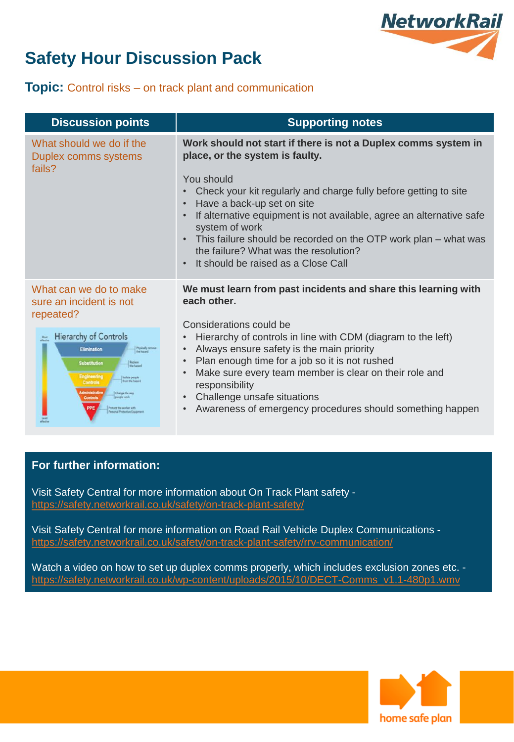# Safety Hour Discussion Pack

**Topic:** Control risks – on track plant and communication

| Discussion points | Supporting notes |
|---|---|
| What should we do if the Duplex comms systems fails? | **Work should not start if there is not a Duplex comms system in place, or the system is faulty.**<br><br>You should<br>• Check your kit regularly and charge fully before getting to site<br>• Have a back-up set on site<br>• If alternative equipment is not available, agree an alternative safe system of work<br>• This failure should be recorded on the OTP work plan – what was the failure? What was the resolution?<br>• It should be raised as a Close Call |
| What can we do to make sure an incident is not repeated? | **We must learn from past incidents and share this learning with each other.**<br><br>Considerations could be<br>• Hierarchy of controls in line with CDM (diagram to the left)<br>• Always ensure safety is the main priority<br>• Plan enough time for a job so it is not rushed<br>• Make sure every team member is clear on their role and responsibility<br>• Challenge unsafe situations<br>• Awareness of emergency procedures should something happen |

Hierarchy of Controls
Most effective
Elimination – Physically remove the hazard
Substitution – Replace the hazard
Engineering Controls – Isolate people from the hazard
Administrative Controls – Change the way people work
PPE – Protect the worker with Personal Protective Equipment
Least effective

## For further information:

Visit Safety Central for more information about On Track Plant safety - https://safety.networkrail.co.uk/safety/on-track-plant-safety/

Visit Safety Central for more information on Road Rail Vehicle Duplex Communications - https://safety.networkrail.co.uk/safety/on-track-plant-safety/rrv-communication/

Watch a video on how to set up duplex comms properly, which includes exclusion zones etc. - https://safety.networkrail.co.uk/wp-content/uploads/2015/10/DECT-Comms_v1.1-480p1.wmv